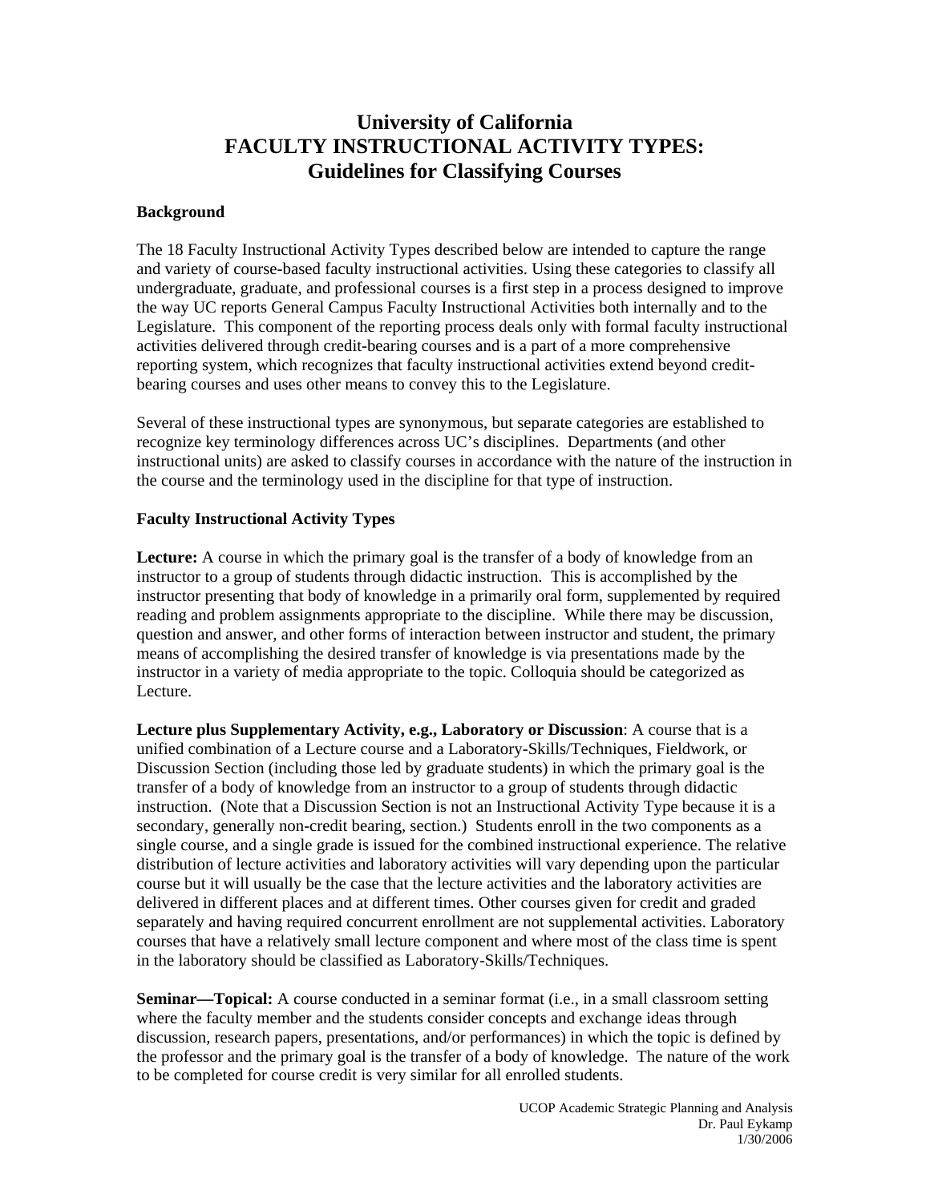# University of California
# FACULTY INSTRUCTIONAL ACTIVITY TYPES:
# Guidelines for Classifying Courses

**Background**

The 18 Faculty Instructional Activity Types described below are intended to capture the range and variety of course-based faculty instructional activities. Using these categories to classify all undergraduate, graduate, and professional courses is a first step in a process designed to improve the way UC reports General Campus Faculty Instructional Activities both internally and to the Legislature. This component of the reporting process deals only with formal faculty instructional activities delivered through credit-bearing courses and is a part of a more comprehensive reporting system, which recognizes that faculty instructional activities extend beyond credit-bearing courses and uses other means to convey this to the Legislature.

Several of these instructional types are synonymous, but separate categories are established to recognize key terminology differences across UC's disciplines. Departments (and other instructional units) are asked to classify courses in accordance with the nature of the instruction in the course and the terminology used in the discipline for that type of instruction.

**Faculty Instructional Activity Types**

**Lecture:** A course in which the primary goal is the transfer of a body of knowledge from an instructor to a group of students through didactic instruction. This is accomplished by the instructor presenting that body of knowledge in a primarily oral form, supplemented by required reading and problem assignments appropriate to the discipline. While there may be discussion, question and answer, and other forms of interaction between instructor and student, the primary means of accomplishing the desired transfer of knowledge is via presentations made by the instructor in a variety of media appropriate to the topic. Colloquia should be categorized as Lecture.

**Lecture plus Supplementary Activity, e.g., Laboratory or Discussion**: A course that is a unified combination of a Lecture course and a Laboratory-Skills/Techniques, Fieldwork, or Discussion Section (including those led by graduate students) in which the primary goal is the transfer of a body of knowledge from an instructor to a group of students through didactic instruction. (Note that a Discussion Section is not an Instructional Activity Type because it is a secondary, generally non-credit bearing, section.) Students enroll in the two components as a single course, and a single grade is issued for the combined instructional experience. The relative distribution of lecture activities and laboratory activities will vary depending upon the particular course but it will usually be the case that the lecture activities and the laboratory activities are delivered in different places and at different times. Other courses given for credit and graded separately and having required concurrent enrollment are not supplemental activities. Laboratory courses that have a relatively small lecture component and where most of the class time is spent in the laboratory should be classified as Laboratory-Skills/Techniques.

**Seminar—Topical:** A course conducted in a seminar format (i.e., in a small classroom setting where the faculty member and the students consider concepts and exchange ideas through discussion, research papers, presentations, and/or performances) in which the topic is defined by the professor and the primary goal is the transfer of a body of knowledge. The nature of the work to be completed for course credit is very similar for all enrolled students.

UCOP Academic Strategic Planning and Analysis
Dr. Paul Eykamp
1/30/2006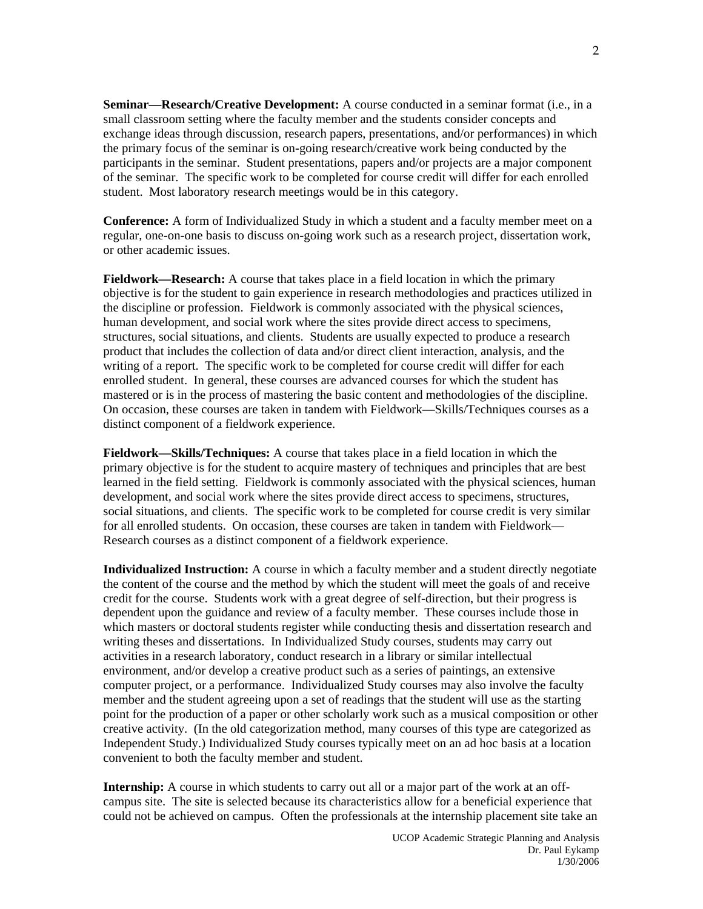**Seminar—Research/Creative Development:** A course conducted in a seminar format (i.e., in a small classroom setting where the faculty member and the students consider concepts and exchange ideas through discussion, research papers, presentations, and/or performances) in which the primary focus of the seminar is on-going research/creative work being conducted by the participants in the seminar. Student presentations, papers and/or projects are a major component of the seminar. The specific work to be completed for course credit will differ for each enrolled student. Most laboratory research meetings would be in this category.

**Conference:** A form of Individualized Study in which a student and a faculty member meet on a regular, one-on-one basis to discuss on-going work such as a research project, dissertation work, or other academic issues.

**Fieldwork—Research:** A course that takes place in a field location in which the primary objective is for the student to gain experience in research methodologies and practices utilized in the discipline or profession. Fieldwork is commonly associated with the physical sciences, human development, and social work where the sites provide direct access to specimens, structures, social situations, and clients. Students are usually expected to produce a research product that includes the collection of data and/or direct client interaction, analysis, and the writing of a report. The specific work to be completed for course credit will differ for each enrolled student. In general, these courses are advanced courses for which the student has mastered or is in the process of mastering the basic content and methodologies of the discipline. On occasion, these courses are taken in tandem with Fieldwork—Skills/Techniques courses as a distinct component of a fieldwork experience.

**Fieldwork—Skills/Techniques:** A course that takes place in a field location in which the primary objective is for the student to acquire mastery of techniques and principles that are best learned in the field setting. Fieldwork is commonly associated with the physical sciences, human development, and social work where the sites provide direct access to specimens, structures, social situations, and clients. The specific work to be completed for course credit is very similar for all enrolled students. On occasion, these courses are taken in tandem with Fieldwork—Research courses as a distinct component of a fieldwork experience.

**Individualized Instruction:** A course in which a faculty member and a student directly negotiate the content of the course and the method by which the student will meet the goals of and receive credit for the course. Students work with a great degree of self-direction, but their progress is dependent upon the guidance and review of a faculty member. These courses include those in which masters or doctoral students register while conducting thesis and dissertation research and writing theses and dissertations. In Individualized Study courses, students may carry out activities in a research laboratory, conduct research in a library or similar intellectual environment, and/or develop a creative product such as a series of paintings, an extensive computer project, or a performance. Individualized Study courses may also involve the faculty member and the student agreeing upon a set of readings that the student will use as the starting point for the production of a paper or other scholarly work such as a musical composition or other creative activity. (In the old categorization method, many courses of this type are categorized as Independent Study.) Individualized Study courses typically meet on an ad hoc basis at a location convenient to both the faculty member and student.

**Internship:** A course in which students to carry out all or a major part of the work at an off-campus site. The site is selected because its characteristics allow for a beneficial experience that could not be achieved on campus. Often the professionals at the internship placement site take an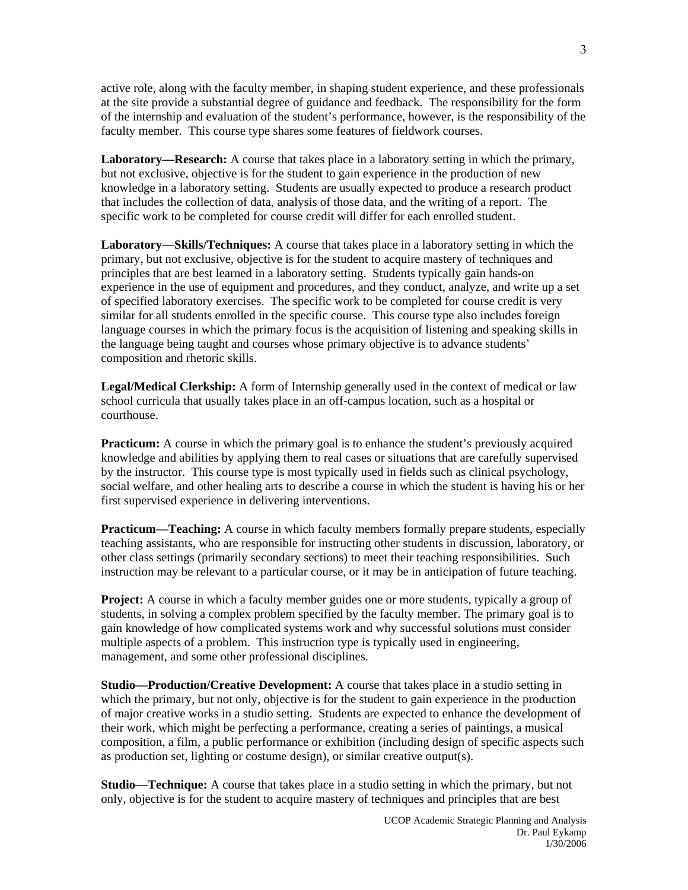active role, along with the faculty member, in shaping student experience, and these professionals at the site provide a substantial degree of guidance and feedback. The responsibility for the form of the internship and evaluation of the student's performance, however, is the responsibility of the faculty member. This course type shares some features of fieldwork courses.

**Laboratory—Research:** A course that takes place in a laboratory setting in which the primary, but not exclusive, objective is for the student to gain experience in the production of new knowledge in a laboratory setting. Students are usually expected to produce a research product that includes the collection of data, analysis of those data, and the writing of a report. The specific work to be completed for course credit will differ for each enrolled student.

**Laboratory—Skills/Techniques:** A course that takes place in a laboratory setting in which the primary, but not exclusive, objective is for the student to acquire mastery of techniques and principles that are best learned in a laboratory setting. Students typically gain hands-on experience in the use of equipment and procedures, and they conduct, analyze, and write up a set of specified laboratory exercises. The specific work to be completed for course credit is very similar for all students enrolled in the specific course. This course type also includes foreign language courses in which the primary focus is the acquisition of listening and speaking skills in the language being taught and courses whose primary objective is to advance students' composition and rhetoric skills.

**Legal/Medical Clerkship:** A form of Internship generally used in the context of medical or law school curricula that usually takes place in an off-campus location, such as a hospital or courthouse.

**Practicum:** A course in which the primary goal is to enhance the student's previously acquired knowledge and abilities by applying them to real cases or situations that are carefully supervised by the instructor. This course type is most typically used in fields such as clinical psychology, social welfare, and other healing arts to describe a course in which the student is having his or her first supervised experience in delivering interventions.

**Practicum—Teaching:** A course in which faculty members formally prepare students, especially teaching assistants, who are responsible for instructing other students in discussion, laboratory, or other class settings (primarily secondary sections) to meet their teaching responsibilities. Such instruction may be relevant to a particular course, or it may be in anticipation of future teaching.

**Project:** A course in which a faculty member guides one or more students, typically a group of students, in solving a complex problem specified by the faculty member. The primary goal is to gain knowledge of how complicated systems work and why successful solutions must consider multiple aspects of a problem. This instruction type is typically used in engineering, management, and some other professional disciplines.

**Studio—Production/Creative Development:** A course that takes place in a studio setting in which the primary, but not only, objective is for the student to gain experience in the production of major creative works in a studio setting. Students are expected to enhance the development of their work, which might be perfecting a performance, creating a series of paintings, a musical composition, a film, a public performance or exhibition (including design of specific aspects such as production set, lighting or costume design), or similar creative output(s).

**Studio—Technique:** A course that takes place in a studio setting in which the primary, but not only, objective is for the student to acquire mastery of techniques and principles that are best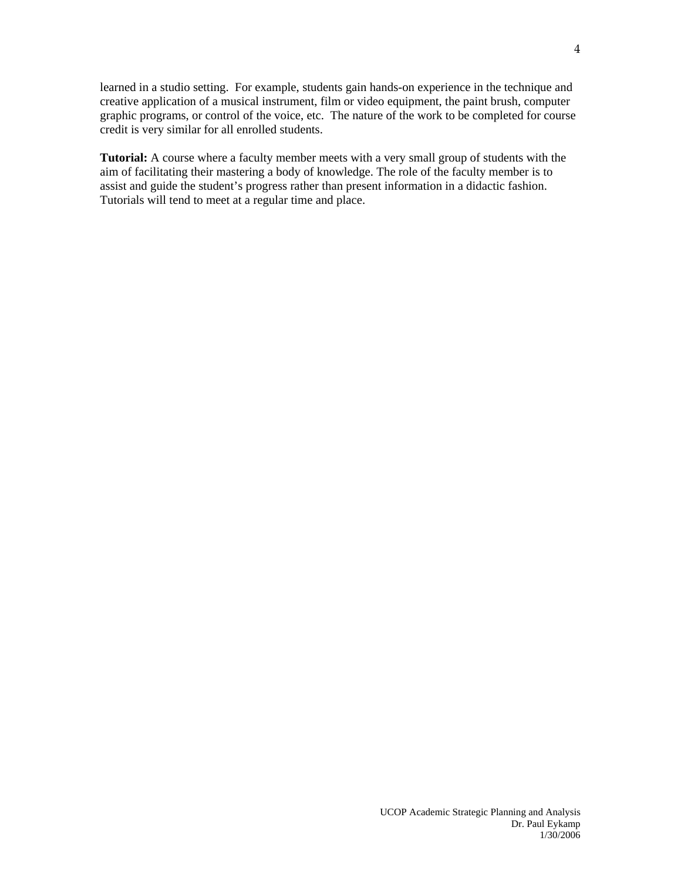learned in a studio setting. For example, students gain hands-on experience in the technique and creative application of a musical instrument, film or video equipment, the paint brush, computer graphic programs, or control of the voice, etc. The nature of the work to be completed for course credit is very similar for all enrolled students.

**Tutorial:** A course where a faculty member meets with a very small group of students with the aim of facilitating their mastering a body of knowledge. The role of the faculty member is to assist and guide the student's progress rather than present information in a didactic fashion. Tutorials will tend to meet at a regular time and place.